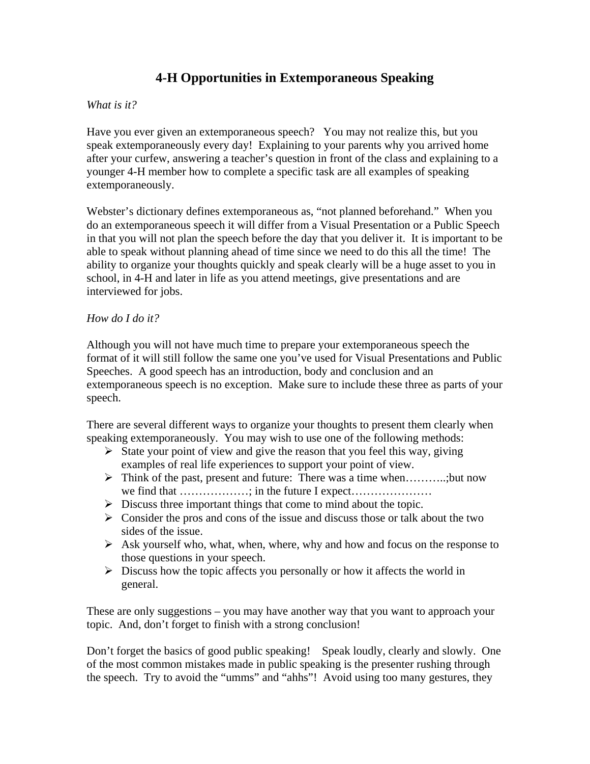# 4-H Opportunities in Extemporaneous Speaking

*What is it?*

Have you ever given an extemporaneous speech?  You may not realize this, but you speak extemporaneously every day!  Explaining to your parents why you arrived home after your curfew, answering a teacher's question in front of the class and explaining to a younger 4-H member how to complete a specific task are all examples of speaking extemporaneously.

Webster's dictionary defines extemporaneous as, "not planned beforehand."  When you do an extemporaneous speech it will differ from a Visual Presentation or a Public Speech in that you will not plan the speech before the day that you deliver it.  It is important to be able to speak without planning ahead of time since we need to do this all the time!  The ability to organize your thoughts quickly and speak clearly will be a huge asset to you in school, in 4-H and later in life as you attend meetings, give presentations and are interviewed for jobs.

*How do I do it?*

Although you will not have much time to prepare your extemporaneous speech the format of it will still follow the same one you've used for Visual Presentations and Public Speeches.  A good speech has an introduction, body and conclusion and an extemporaneous speech is no exception.  Make sure to include these three as parts of your speech.

There are several different ways to organize your thoughts to present them clearly when speaking extemporaneously.  You may wish to use one of the following methods:

- State your point of view and give the reason that you feel this way, giving examples of real life experiences to support your point of view.
- Think of the past, present and future:  There was a time when………..;but now we find that ………………; in the future I expect…………………
- Discuss three important things that come to mind about the topic.
- Consider the pros and cons of the issue and discuss those or talk about the two sides of the issue.
- Ask yourself who, what, when, where, why and how and focus on the response to those questions in your speech.
- Discuss how the topic affects you personally or how it affects the world in general.

These are only suggestions – you may have another way that you want to approach your topic.  And, don't forget to finish with a strong conclusion!

Don't forget the basics of good public speaking!   Speak loudly, clearly and slowly.  One of the most common mistakes made in public speaking is the presenter rushing through the speech.  Try to avoid the "umms" and "ahhs"!  Avoid using too many gestures, they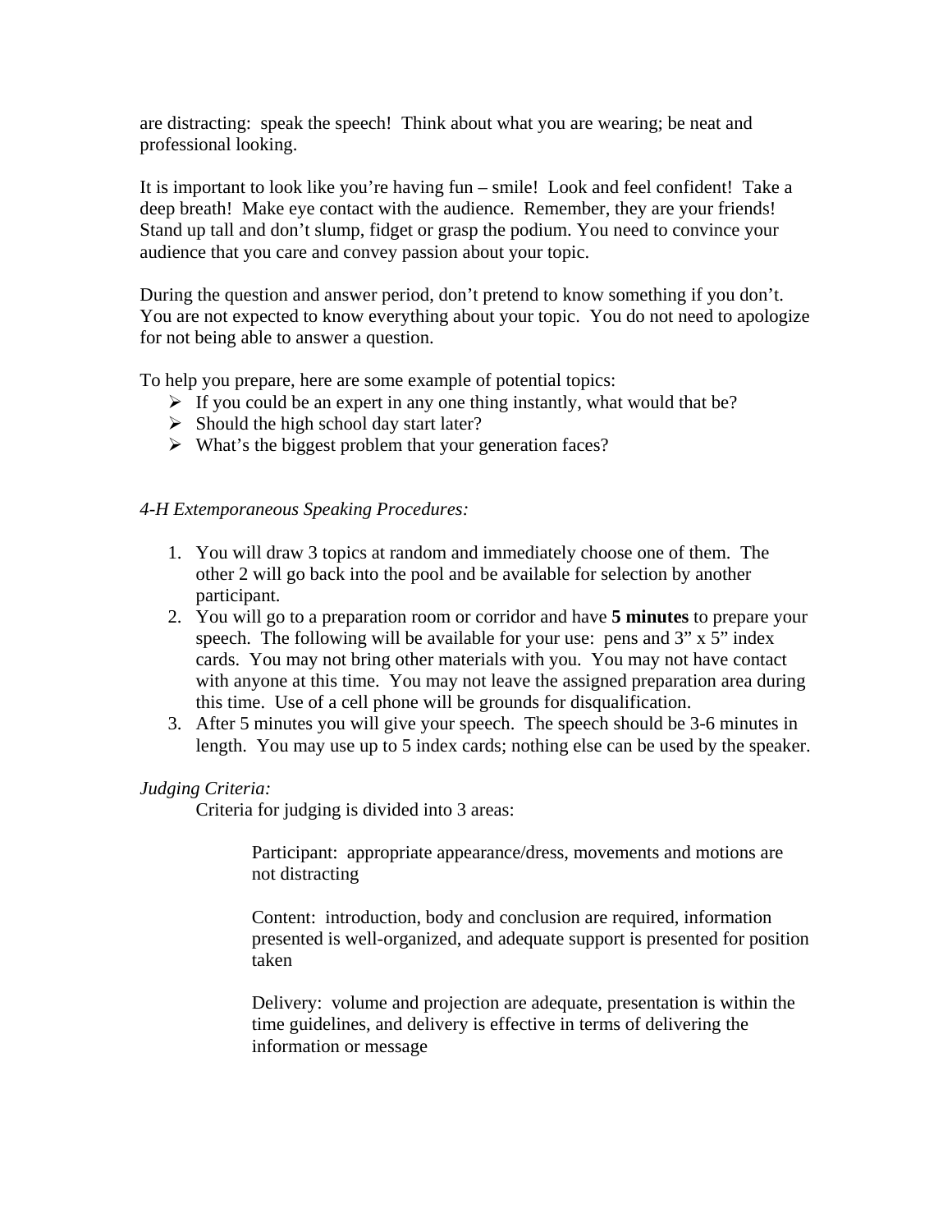are distracting: speak the speech! Think about what you are wearing; be neat and professional looking.

It is important to look like you're having fun – smile! Look and feel confident! Take a deep breath! Make eye contact with the audience. Remember, they are your friends! Stand up tall and don't slump, fidget or grasp the podium. You need to convince your audience that you care and convey passion about your topic.

During the question and answer period, don't pretend to know something if you don't. You are not expected to know everything about your topic. You do not need to apologize for not being able to answer a question.

To help you prepare, here are some example of potential topics:

- If you could be an expert in any one thing instantly, what would that be?
- Should the high school day start later?
- What's the biggest problem that your generation faces?

*4-H Extemporaneous Speaking Procedures:*

1. You will draw 3 topics at random and immediately choose one of them. The other 2 will go back into the pool and be available for selection by another participant.
2. You will go to a preparation room or corridor and have **5 minutes** to prepare your speech. The following will be available for your use: pens and 3" x 5" index cards. You may not bring other materials with you. You may not have contact with anyone at this time. You may not leave the assigned preparation area during this time. Use of a cell phone will be grounds for disqualification.
3. After 5 minutes you will give your speech. The speech should be 3-6 minutes in length. You may use up to 5 index cards; nothing else can be used by the speaker.

*Judging Criteria:*

Criteria for judging is divided into 3 areas:

Participant: appropriate appearance/dress, movements and motions are not distracting

Content: introduction, body and conclusion are required, information presented is well-organized, and adequate support is presented for position taken

Delivery: volume and projection are adequate, presentation is within the time guidelines, and delivery is effective in terms of delivering the information or message